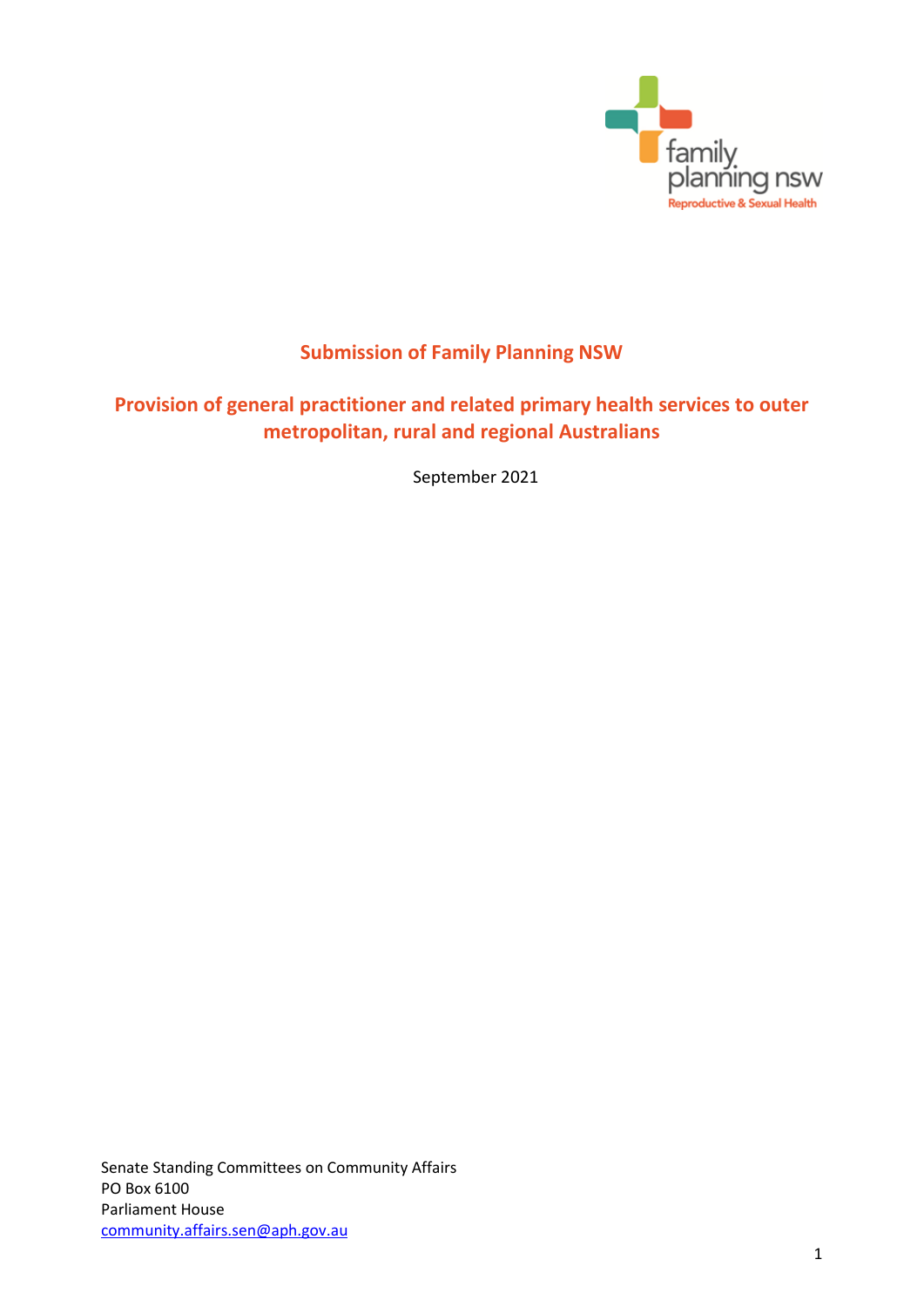# Submission of Family Planning NSW

## Provision of general practitioner and related primary health services to outer metropolitan, rural and regional Australians

September 2021

Senate Standing Committees on Community Affairs
PO Box 6100
Parliament House
community.affairs.sen@aph.gov.au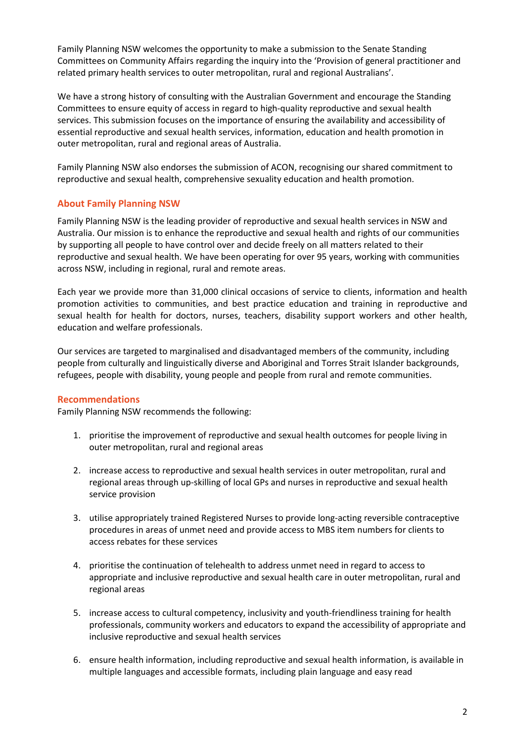Family Planning NSW welcomes the opportunity to make a submission to the Senate Standing Committees on Community Affairs regarding the inquiry into the 'Provision of general practitioner and related primary health services to outer metropolitan, rural and regional Australians'.

We have a strong history of consulting with the Australian Government and encourage the Standing Committees to ensure equity of access in regard to high-quality reproductive and sexual health services. This submission focuses on the importance of ensuring the availability and accessibility of essential reproductive and sexual health services, information, education and health promotion in outer metropolitan, rural and regional areas of Australia.

Family Planning NSW also endorses the submission of ACON, recognising our shared commitment to reproductive and sexual health, comprehensive sexuality education and health promotion.

## About Family Planning NSW

Family Planning NSW is the leading provider of reproductive and sexual health services in NSW and Australia. Our mission is to enhance the reproductive and sexual health and rights of our communities by supporting all people to have control over and decide freely on all matters related to their reproductive and sexual health. We have been operating for over 95 years, working with communities across NSW, including in regional, rural and remote areas.

Each year we provide more than 31,000 clinical occasions of service to clients, information and health promotion activities to communities, and best practice education and training in reproductive and sexual health for health for doctors, nurses, teachers, disability support workers and other health, education and welfare professionals.

Our services are targeted to marginalised and disadvantaged members of the community, including people from culturally and linguistically diverse and Aboriginal and Torres Strait Islander backgrounds, refugees, people with disability, young people and people from rural and remote communities.

## Recommendations

Family Planning NSW recommends the following:

1. prioritise the improvement of reproductive and sexual health outcomes for people living in outer metropolitan, rural and regional areas
2. increase access to reproductive and sexual health services in outer metropolitan, rural and regional areas through up-skilling of local GPs and nurses in reproductive and sexual health service provision
3. utilise appropriately trained Registered Nurses to provide long-acting reversible contraceptive procedures in areas of unmet need and provide access to MBS item numbers for clients to access rebates for these services
4. prioritise the continuation of telehealth to address unmet need in regard to access to appropriate and inclusive reproductive and sexual health care in outer metropolitan, rural and regional areas
5. increase access to cultural competency, inclusivity and youth-friendliness training for health professionals, community workers and educators to expand the accessibility of appropriate and inclusive reproductive and sexual health services
6. ensure health information, including reproductive and sexual health information, is available in multiple languages and accessible formats, including plain language and easy read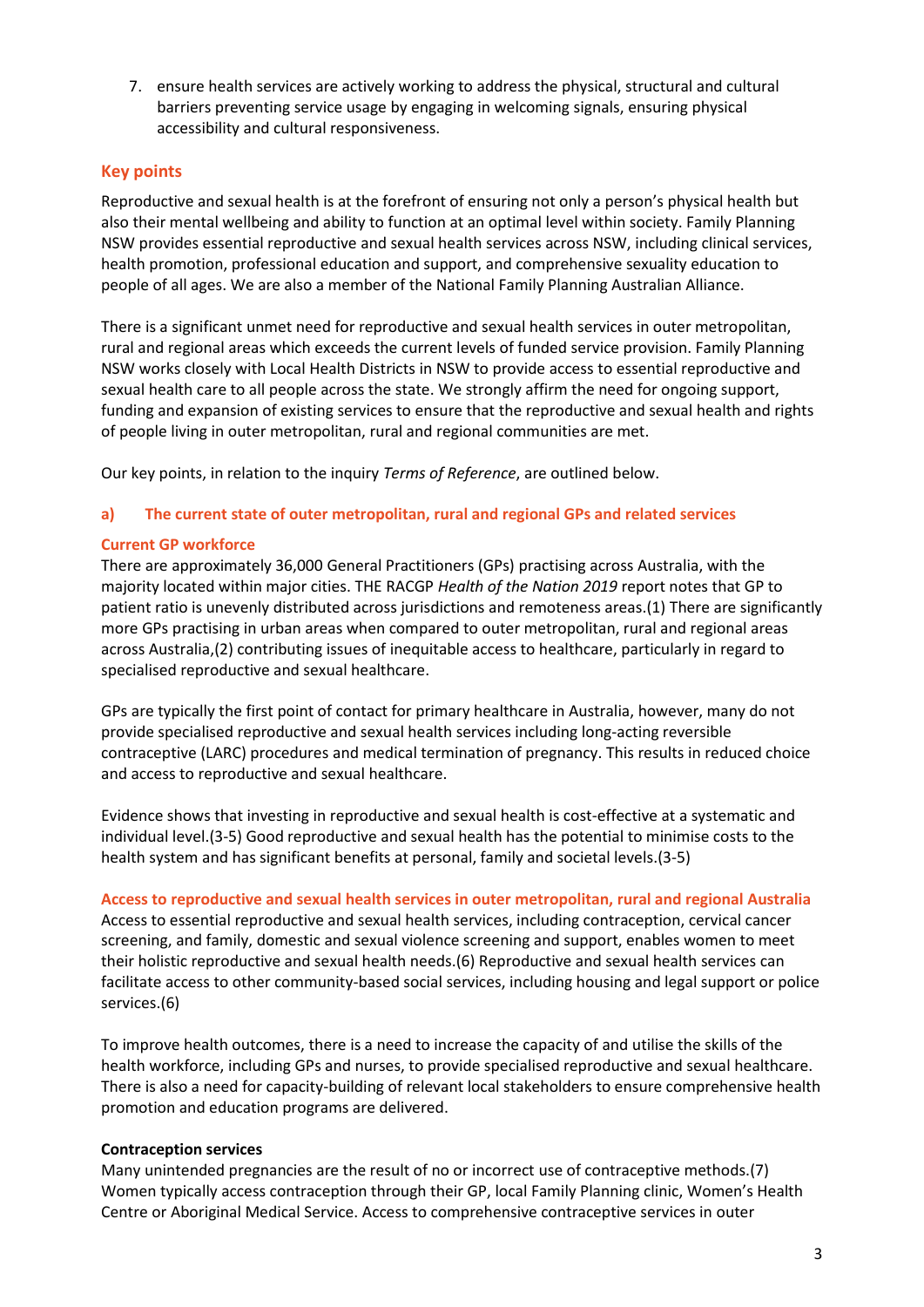7. ensure health services are actively working to address the physical, structural and cultural barriers preventing service usage by engaging in welcoming signals, ensuring physical accessibility and cultural responsiveness.

## Key points

Reproductive and sexual health is at the forefront of ensuring not only a person's physical health but also their mental wellbeing and ability to function at an optimal level within society. Family Planning NSW provides essential reproductive and sexual health services across NSW, including clinical services, health promotion, professional education and support, and comprehensive sexuality education to people of all ages. We are also a member of the National Family Planning Australian Alliance.

There is a significant unmet need for reproductive and sexual health services in outer metropolitan, rural and regional areas which exceeds the current levels of funded service provision. Family Planning NSW works closely with Local Health Districts in NSW to provide access to essential reproductive and sexual health care to all people across the state. We strongly affirm the need for ongoing support, funding and expansion of existing services to ensure that the reproductive and sexual health and rights of people living in outer metropolitan, rural and regional communities are met.

Our key points, in relation to the inquiry *Terms of Reference*, are outlined below.

### a) The current state of outer metropolitan, rural and regional GPs and related services

#### Current GP workforce

There are approximately 36,000 General Practitioners (GPs) practising across Australia, with the majority located within major cities. THE RACGP *Health of the Nation 2019* report notes that GP to patient ratio is unevenly distributed across jurisdictions and remoteness areas.(1) There are significantly more GPs practising in urban areas when compared to outer metropolitan, rural and regional areas across Australia,(2) contributing issues of inequitable access to healthcare, particularly in regard to specialised reproductive and sexual healthcare.

GPs are typically the first point of contact for primary healthcare in Australia, however, many do not provide specialised reproductive and sexual health services including long-acting reversible contraceptive (LARC) procedures and medical termination of pregnancy. This results in reduced choice and access to reproductive and sexual healthcare.

Evidence shows that investing in reproductive and sexual health is cost-effective at a systematic and individual level.(3-5) Good reproductive and sexual health has the potential to minimise costs to the health system and has significant benefits at personal, family and societal levels.(3-5)

#### Access to reproductive and sexual health services in outer metropolitan, rural and regional Australia

Access to essential reproductive and sexual health services, including contraception, cervical cancer screening, and family, domestic and sexual violence screening and support, enables women to meet their holistic reproductive and sexual health needs.(6) Reproductive and sexual health services can facilitate access to other community-based social services, including housing and legal support or police services.(6)

To improve health outcomes, there is a need to increase the capacity of and utilise the skills of the health workforce, including GPs and nurses, to provide specialised reproductive and sexual healthcare. There is also a need for capacity-building of relevant local stakeholders to ensure comprehensive health promotion and education programs are delivered.

**Contraception services**

Many unintended pregnancies are the result of no or incorrect use of contraceptive methods.(7) Women typically access contraception through their GP, local Family Planning clinic, Women's Health Centre or Aboriginal Medical Service. Access to comprehensive contraceptive services in outer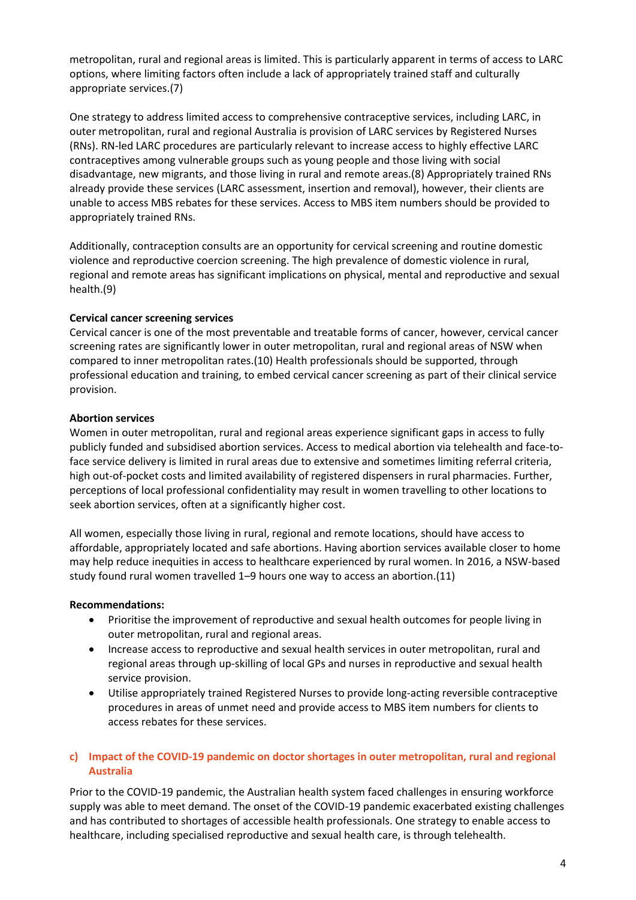metropolitan, rural and regional areas is limited. This is particularly apparent in terms of access to LARC options, where limiting factors often include a lack of appropriately trained staff and culturally appropriate services.(7)

One strategy to address limited access to comprehensive contraceptive services, including LARC, in outer metropolitan, rural and regional Australia is provision of LARC services by Registered Nurses (RNs). RN-led LARC procedures are particularly relevant to increase access to highly effective LARC contraceptives among vulnerable groups such as young people and those living with social disadvantage, new migrants, and those living in rural and remote areas.(8) Appropriately trained RNs already provide these services (LARC assessment, insertion and removal), however, their clients are unable to access MBS rebates for these services. Access to MBS item numbers should be provided to appropriately trained RNs.

Additionally, contraception consults are an opportunity for cervical screening and routine domestic violence and reproductive coercion screening. The high prevalence of domestic violence in rural, regional and remote areas has significant implications on physical, mental and reproductive and sexual health.(9)

**Cervical cancer screening services**

Cervical cancer is one of the most preventable and treatable forms of cancer, however, cervical cancer screening rates are significantly lower in outer metropolitan, rural and regional areas of NSW when compared to inner metropolitan rates.(10) Health professionals should be supported, through professional education and training, to embed cervical cancer screening as part of their clinical service provision.

**Abortion services**

Women in outer metropolitan, rural and regional areas experience significant gaps in access to fully publicly funded and subsidised abortion services. Access to medical abortion via telehealth and face-to-face service delivery is limited in rural areas due to extensive and sometimes limiting referral criteria, high out-of-pocket costs and limited availability of registered dispensers in rural pharmacies. Further, perceptions of local professional confidentiality may result in women travelling to other locations to seek abortion services, often at a significantly higher cost.

All women, especially those living in rural, regional and remote locations, should have access to affordable, appropriately located and safe abortions. Having abortion services available closer to home may help reduce inequities in access to healthcare experienced by rural women. In 2016, a NSW-based study found rural women travelled 1–9 hours one way to access an abortion.(11)

**Recommendations:**

- Prioritise the improvement of reproductive and sexual health outcomes for people living in outer metropolitan, rural and regional areas.
- Increase access to reproductive and sexual health services in outer metropolitan, rural and regional areas through up-skilling of local GPs and nurses in reproductive and sexual health service provision.
- Utilise appropriately trained Registered Nurses to provide long-acting reversible contraceptive procedures in areas of unmet need and provide access to MBS item numbers for clients to access rebates for these services.

## c) Impact of the COVID-19 pandemic on doctor shortages in outer metropolitan, rural and regional Australia

Prior to the COVID-19 pandemic, the Australian health system faced challenges in ensuring workforce supply was able to meet demand. The onset of the COVID-19 pandemic exacerbated existing challenges and has contributed to shortages of accessible health professionals. One strategy to enable access to healthcare, including specialised reproductive and sexual health care, is through telehealth.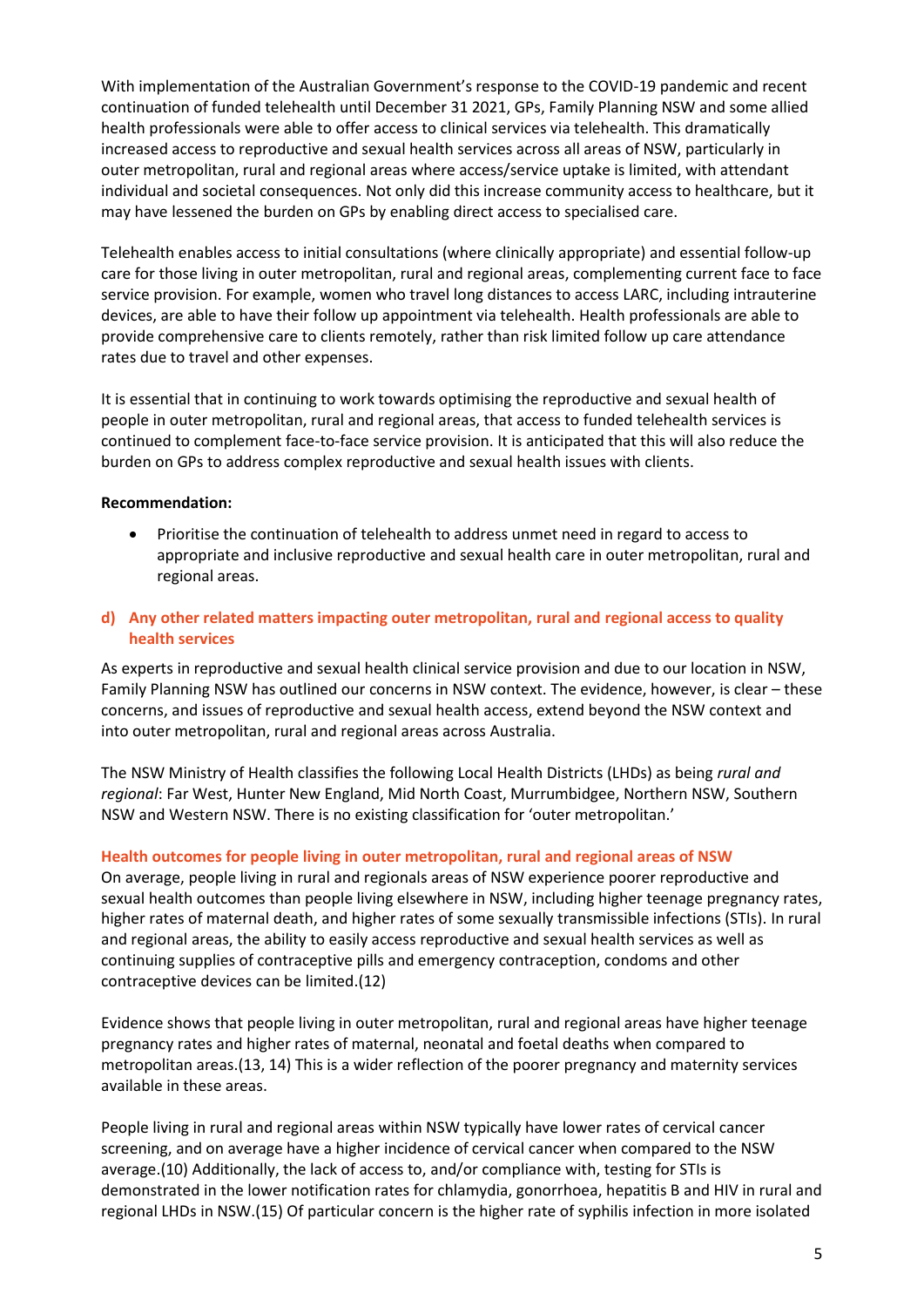With implementation of the Australian Government's response to the COVID-19 pandemic and recent continuation of funded telehealth until December 31 2021, GPs, Family Planning NSW and some allied health professionals were able to offer access to clinical services via telehealth. This dramatically increased access to reproductive and sexual health services across all areas of NSW, particularly in outer metropolitan, rural and regional areas where access/service uptake is limited, with attendant individual and societal consequences. Not only did this increase community access to healthcare, but it may have lessened the burden on GPs by enabling direct access to specialised care.

Telehealth enables access to initial consultations (where clinically appropriate) and essential follow-up care for those living in outer metropolitan, rural and regional areas, complementing current face to face service provision. For example, women who travel long distances to access LARC, including intrauterine devices, are able to have their follow up appointment via telehealth. Health professionals are able to provide comprehensive care to clients remotely, rather than risk limited follow up care attendance rates due to travel and other expenses.

It is essential that in continuing to work towards optimising the reproductive and sexual health of people in outer metropolitan, rural and regional areas, that access to funded telehealth services is continued to complement face-to-face service provision. It is anticipated that this will also reduce the burden on GPs to address complex reproductive and sexual health issues with clients.

**Recommendation:**

- Prioritise the continuation of telehealth to address unmet need in regard to access to appropriate and inclusive reproductive and sexual health care in outer metropolitan, rural and regional areas.

## d) Any other related matters impacting outer metropolitan, rural and regional access to quality health services

As experts in reproductive and sexual health clinical service provision and due to our location in NSW, Family Planning NSW has outlined our concerns in NSW context. The evidence, however, is clear – these concerns, and issues of reproductive and sexual health access, extend beyond the NSW context and into outer metropolitan, rural and regional areas across Australia.

The NSW Ministry of Health classifies the following Local Health Districts (LHDs) as being *rural and regional*: Far West, Hunter New England, Mid North Coast, Murrumbidgee, Northern NSW, Southern NSW and Western NSW. There is no existing classification for 'outer metropolitan.'

### Health outcomes for people living in outer metropolitan, rural and regional areas of NSW

On average, people living in rural and regionals areas of NSW experience poorer reproductive and sexual health outcomes than people living elsewhere in NSW, including higher teenage pregnancy rates, higher rates of maternal death, and higher rates of some sexually transmissible infections (STIs). In rural and regional areas, the ability to easily access reproductive and sexual health services as well as continuing supplies of contraceptive pills and emergency contraception, condoms and other contraceptive devices can be limited.(12)

Evidence shows that people living in outer metropolitan, rural and regional areas have higher teenage pregnancy rates and higher rates of maternal, neonatal and foetal deaths when compared to metropolitan areas.(13, 14) This is a wider reflection of the poorer pregnancy and maternity services available in these areas.

People living in rural and regional areas within NSW typically have lower rates of cervical cancer screening, and on average have a higher incidence of cervical cancer when compared to the NSW average.(10) Additionally, the lack of access to, and/or compliance with, testing for STIs is demonstrated in the lower notification rates for chlamydia, gonorrhoea, hepatitis B and HIV in rural and regional LHDs in NSW.(15) Of particular concern is the higher rate of syphilis infection in more isolated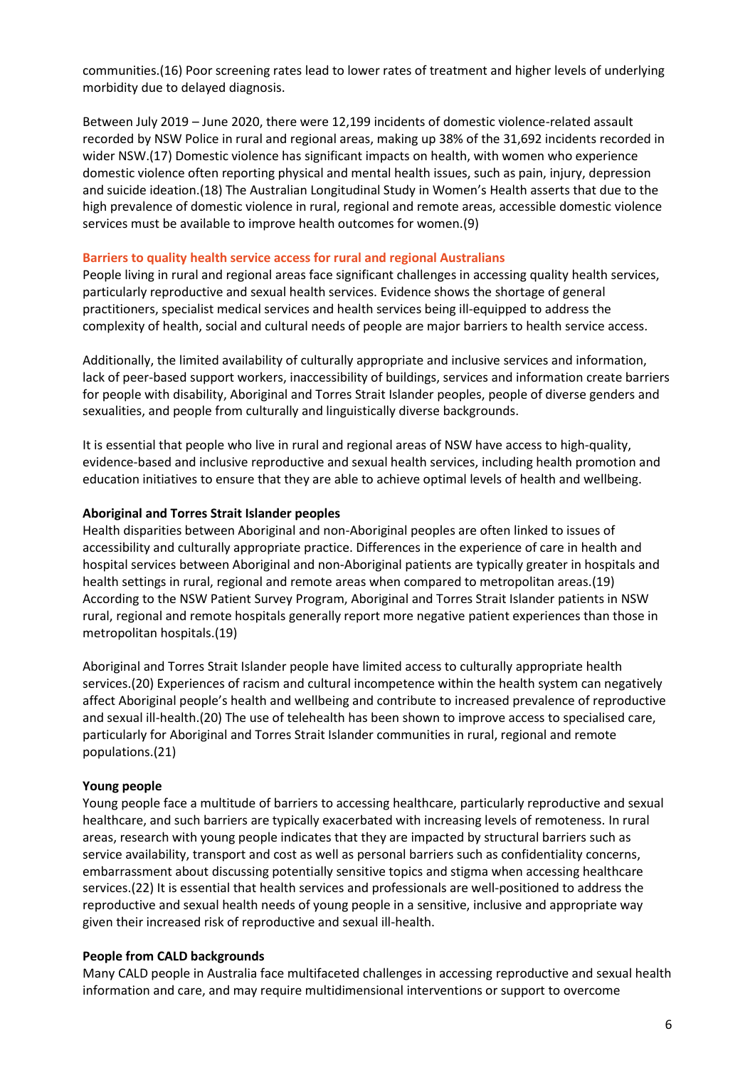communities.(16) Poor screening rates lead to lower rates of treatment and higher levels of underlying morbidity due to delayed diagnosis.

Between July 2019 – June 2020, there were 12,199 incidents of domestic violence-related assault recorded by NSW Police in rural and regional areas, making up 38% of the 31,692 incidents recorded in wider NSW.(17) Domestic violence has significant impacts on health, with women who experience domestic violence often reporting physical and mental health issues, such as pain, injury, depression and suicide ideation.(18) The Australian Longitudinal Study in Women's Health asserts that due to the high prevalence of domestic violence in rural, regional and remote areas, accessible domestic violence services must be available to improve health outcomes for women.(9)

## Barriers to quality health service access for rural and regional Australians

People living in rural and regional areas face significant challenges in accessing quality health services, particularly reproductive and sexual health services. Evidence shows the shortage of general practitioners, specialist medical services and health services being ill-equipped to address the complexity of health, social and cultural needs of people are major barriers to health service access.

Additionally, the limited availability of culturally appropriate and inclusive services and information, lack of peer-based support workers, inaccessibility of buildings, services and information create barriers for people with disability, Aboriginal and Torres Strait Islander peoples, people of diverse genders and sexualities, and people from culturally and linguistically diverse backgrounds.

It is essential that people who live in rural and regional areas of NSW have access to high-quality, evidence-based and inclusive reproductive and sexual health services, including health promotion and education initiatives to ensure that they are able to achieve optimal levels of health and wellbeing.

### Aboriginal and Torres Strait Islander peoples

Health disparities between Aboriginal and non-Aboriginal peoples are often linked to issues of accessibility and culturally appropriate practice. Differences in the experience of care in health and hospital services between Aboriginal and non-Aboriginal patients are typically greater in hospitals and health settings in rural, regional and remote areas when compared to metropolitan areas.(19) According to the NSW Patient Survey Program, Aboriginal and Torres Strait Islander patients in NSW rural, regional and remote hospitals generally report more negative patient experiences than those in metropolitan hospitals.(19)

Aboriginal and Torres Strait Islander people have limited access to culturally appropriate health services.(20) Experiences of racism and cultural incompetence within the health system can negatively affect Aboriginal people's health and wellbeing and contribute to increased prevalence of reproductive and sexual ill-health.(20) The use of telehealth has been shown to improve access to specialised care, particularly for Aboriginal and Torres Strait Islander communities in rural, regional and remote populations.(21)

### Young people

Young people face a multitude of barriers to accessing healthcare, particularly reproductive and sexual healthcare, and such barriers are typically exacerbated with increasing levels of remoteness. In rural areas, research with young people indicates that they are impacted by structural barriers such as service availability, transport and cost as well as personal barriers such as confidentiality concerns, embarrassment about discussing potentially sensitive topics and stigma when accessing healthcare services.(22) It is essential that health services and professionals are well-positioned to address the reproductive and sexual health needs of young people in a sensitive, inclusive and appropriate way given their increased risk of reproductive and sexual ill-health.

### People from CALD backgrounds

Many CALD people in Australia face multifaceted challenges in accessing reproductive and sexual health information and care, and may require multidimensional interventions or support to overcome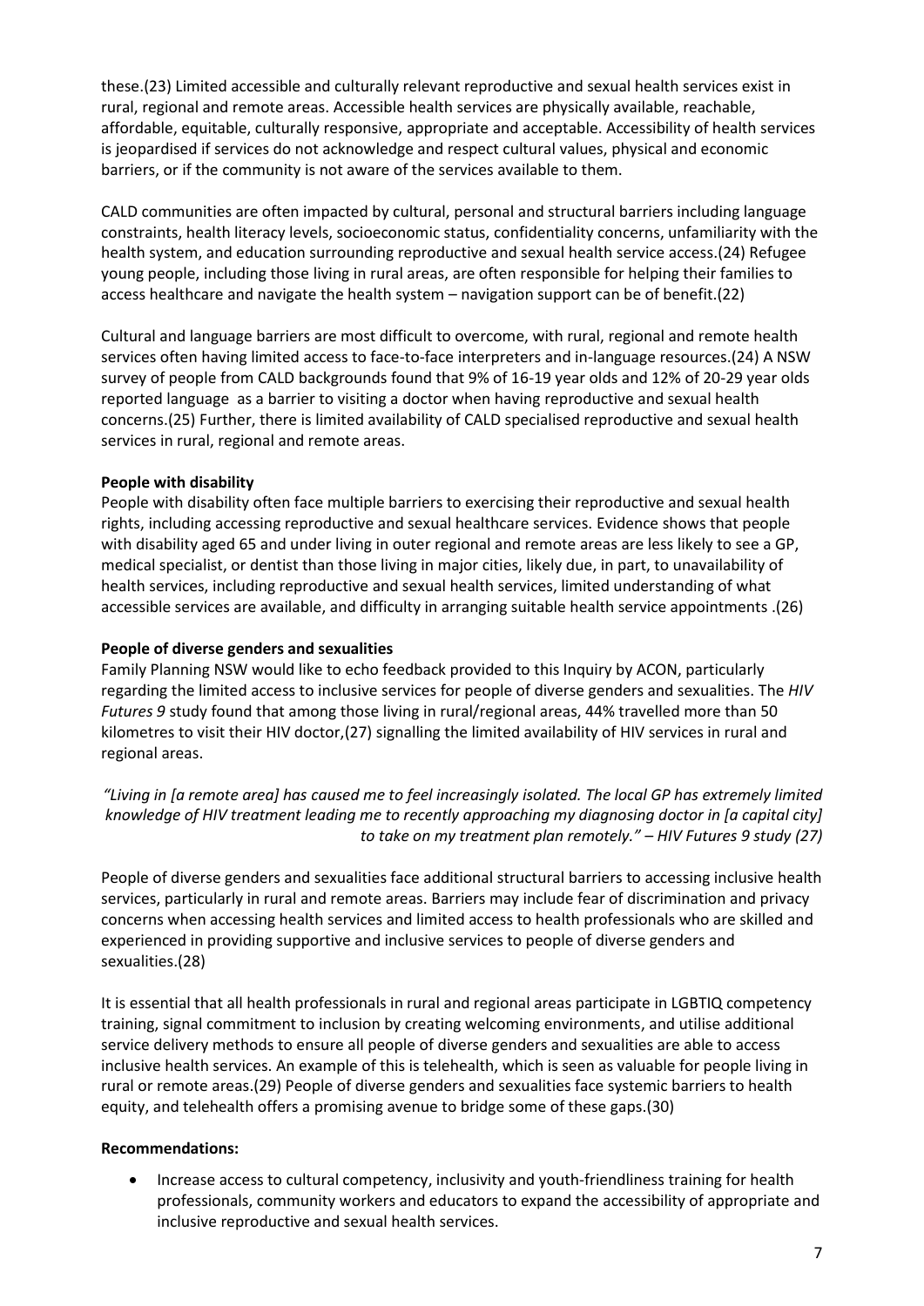these.(23) Limited accessible and culturally relevant reproductive and sexual health services exist in rural, regional and remote areas. Accessible health services are physically available, reachable, affordable, equitable, culturally responsive, appropriate and acceptable. Accessibility of health services is jeopardised if services do not acknowledge and respect cultural values, physical and economic barriers, or if the community is not aware of the services available to them.

CALD communities are often impacted by cultural, personal and structural barriers including language constraints, health literacy levels, socioeconomic status, confidentiality concerns, unfamiliarity with the health system, and education surrounding reproductive and sexual health service access.(24) Refugee young people, including those living in rural areas, are often responsible for helping their families to access healthcare and navigate the health system – navigation support can be of benefit.(22)

Cultural and language barriers are most difficult to overcome, with rural, regional and remote health services often having limited access to face-to-face interpreters and in-language resources.(24) A NSW survey of people from CALD backgrounds found that 9% of 16-19 year olds and 12% of 20-29 year olds reported language as a barrier to visiting a doctor when having reproductive and sexual health concerns.(25) Further, there is limited availability of CALD specialised reproductive and sexual health services in rural, regional and remote areas.

**People with disability**

People with disability often face multiple barriers to exercising their reproductive and sexual health rights, including accessing reproductive and sexual healthcare services. Evidence shows that people with disability aged 65 and under living in outer regional and remote areas are less likely to see a GP, medical specialist, or dentist than those living in major cities, likely due, in part, to unavailability of health services, including reproductive and sexual health services, limited understanding of what accessible services are available, and difficulty in arranging suitable health service appointments .(26)

**People of diverse genders and sexualities**

Family Planning NSW would like to echo feedback provided to this Inquiry by ACON, particularly regarding the limited access to inclusive services for people of diverse genders and sexualities. The *HIV Futures 9* study found that among those living in rural/regional areas, 44% travelled more than 50 kilometres to visit their HIV doctor,(27) signalling the limited availability of HIV services in rural and regional areas.

*"Living in [a remote area] has caused me to feel increasingly isolated. The local GP has extremely limited knowledge of HIV treatment leading me to recently approaching my diagnosing doctor in [a capital city] to take on my treatment plan remotely." – HIV Futures 9 study (27)*

People of diverse genders and sexualities face additional structural barriers to accessing inclusive health services, particularly in rural and remote areas. Barriers may include fear of discrimination and privacy concerns when accessing health services and limited access to health professionals who are skilled and experienced in providing supportive and inclusive services to people of diverse genders and sexualities.(28)

It is essential that all health professionals in rural and regional areas participate in LGBTIQ competency training, signal commitment to inclusion by creating welcoming environments, and utilise additional service delivery methods to ensure all people of diverse genders and sexualities are able to access inclusive health services. An example of this is telehealth, which is seen as valuable for people living in rural or remote areas.(29) People of diverse genders and sexualities face systemic barriers to health equity, and telehealth offers a promising avenue to bridge some of these gaps.(30)

**Recommendations:**

- Increase access to cultural competency, inclusivity and youth-friendliness training for health professionals, community workers and educators to expand the accessibility of appropriate and inclusive reproductive and sexual health services.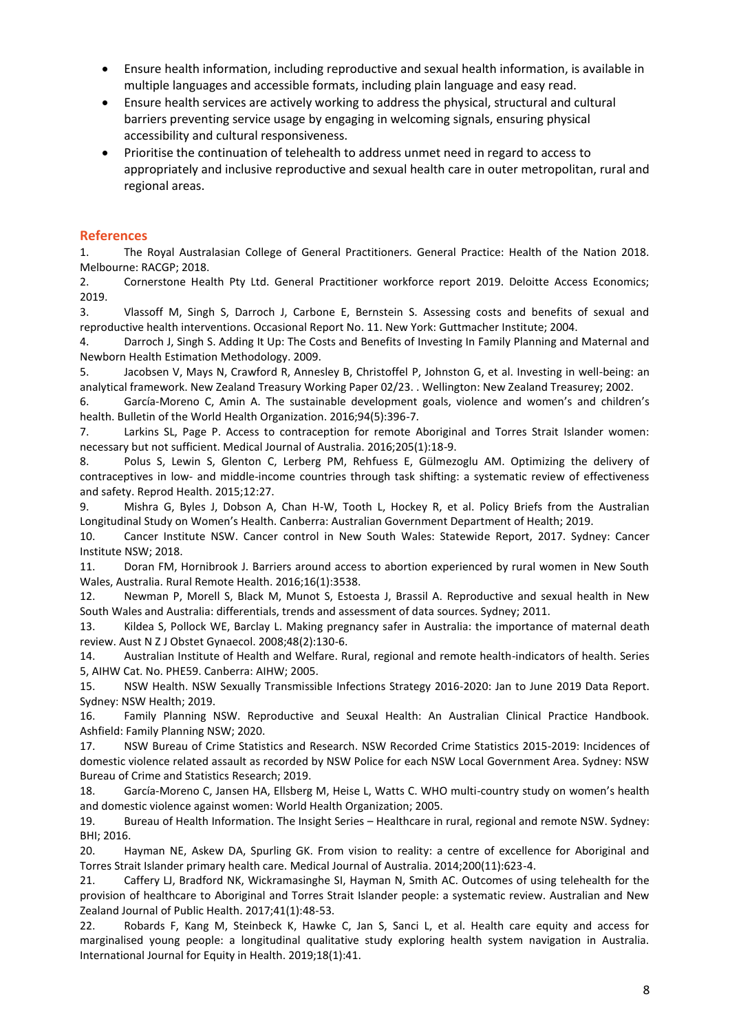- Ensure health information, including reproductive and sexual health information, is available in multiple languages and accessible formats, including plain language and easy read.
- Ensure health services are actively working to address the physical, structural and cultural barriers preventing service usage by engaging in welcoming signals, ensuring physical accessibility and cultural responsiveness.
- Prioritise the continuation of telehealth to address unmet need in regard to access to appropriately and inclusive reproductive and sexual health care in outer metropolitan, rural and regional areas.

## References

1. The Royal Australasian College of General Practitioners. General Practice: Health of the Nation 2018. Melbourne: RACGP; 2018.
2. Cornerstone Health Pty Ltd. General Practitioner workforce report 2019. Deloitte Access Economics; 2019.
3. Vlassoff M, Singh S, Darroch J, Carbone E, Bernstein S. Assessing costs and benefits of sexual and reproductive health interventions. Occasional Report No. 11. New York: Guttmacher Institute; 2004.
4. Darroch J, Singh S. Adding It Up: The Costs and Benefits of Investing In Family Planning and Maternal and Newborn Health Estimation Methodology. 2009.
5. Jacobsen V, Mays N, Crawford R, Annesley B, Christoffel P, Johnston G, et al. Investing in well-being: an analytical framework. New Zealand Treasury Working Paper 02/23. . Wellington: New Zealand Treasurey; 2002.
6. García-Moreno C, Amin A. The sustainable development goals, violence and women's and children's health. Bulletin of the World Health Organization. 2016;94(5):396-7.
7. Larkins SL, Page P. Access to contraception for remote Aboriginal and Torres Strait Islander women: necessary but not sufficient. Medical Journal of Australia. 2016;205(1):18-9.
8. Polus S, Lewin S, Glenton C, Lerberg PM, Rehfuess E, Gülmezoglu AM. Optimizing the delivery of contraceptives in low- and middle-income countries through task shifting: a systematic review of effectiveness and safety. Reprod Health. 2015;12:27.
9. Mishra G, Byles J, Dobson A, Chan H-W, Tooth L, Hockey R, et al. Policy Briefs from the Australian Longitudinal Study on Women's Health. Canberra: Australian Government Department of Health; 2019.
10. Cancer Institute NSW. Cancer control in New South Wales: Statewide Report, 2017. Sydney: Cancer Institute NSW; 2018.
11. Doran FM, Hornibrook J. Barriers around access to abortion experienced by rural women in New South Wales, Australia. Rural Remote Health. 2016;16(1):3538.
12. Newman P, Morell S, Black M, Munot S, Estoesta J, Brassil A. Reproductive and sexual health in New South Wales and Australia: differentials, trends and assessment of data sources. Sydney; 2011.
13. Kildea S, Pollock WE, Barclay L. Making pregnancy safer in Australia: the importance of maternal death review. Aust N Z J Obstet Gynaecol. 2008;48(2):130-6.
14. Australian Institute of Health and Welfare. Rural, regional and remote health-indicators of health. Series 5, AIHW Cat. No. PHE59. Canberra: AIHW; 2005.
15. NSW Health. NSW Sexually Transmissible Infections Strategy 2016-2020: Jan to June 2019 Data Report. Sydney: NSW Health; 2019.
16. Family Planning NSW. Reproductive and Seuxal Health: An Australian Clinical Practice Handbook. Ashfield: Family Planning NSW; 2020.
17. NSW Bureau of Crime Statistics and Research. NSW Recorded Crime Statistics 2015-2019: Incidences of domestic violence related assault as recorded by NSW Police for each NSW Local Government Area. Sydney: NSW Bureau of Crime and Statistics Research; 2019.
18. García-Moreno C, Jansen HA, Ellsberg M, Heise L, Watts C. WHO multi-country study on women's health and domestic violence against women: World Health Organization; 2005.
19. Bureau of Health Information. The Insight Series – Healthcare in rural, regional and remote NSW. Sydney: BHI; 2016.
20. Hayman NE, Askew DA, Spurling GK. From vision to reality: a centre of excellence for Aboriginal and Torres Strait Islander primary health care. Medical Journal of Australia. 2014;200(11):623-4.
21. Caffery LJ, Bradford NK, Wickramasinghe SI, Hayman N, Smith AC. Outcomes of using telehealth for the provision of healthcare to Aboriginal and Torres Strait Islander people: a systematic review. Australian and New Zealand Journal of Public Health. 2017;41(1):48-53.
22. Robards F, Kang M, Steinbeck K, Hawke C, Jan S, Sanci L, et al. Health care equity and access for marginalised young people: a longitudinal qualitative study exploring health system navigation in Australia. International Journal for Equity in Health. 2019;18(1):41.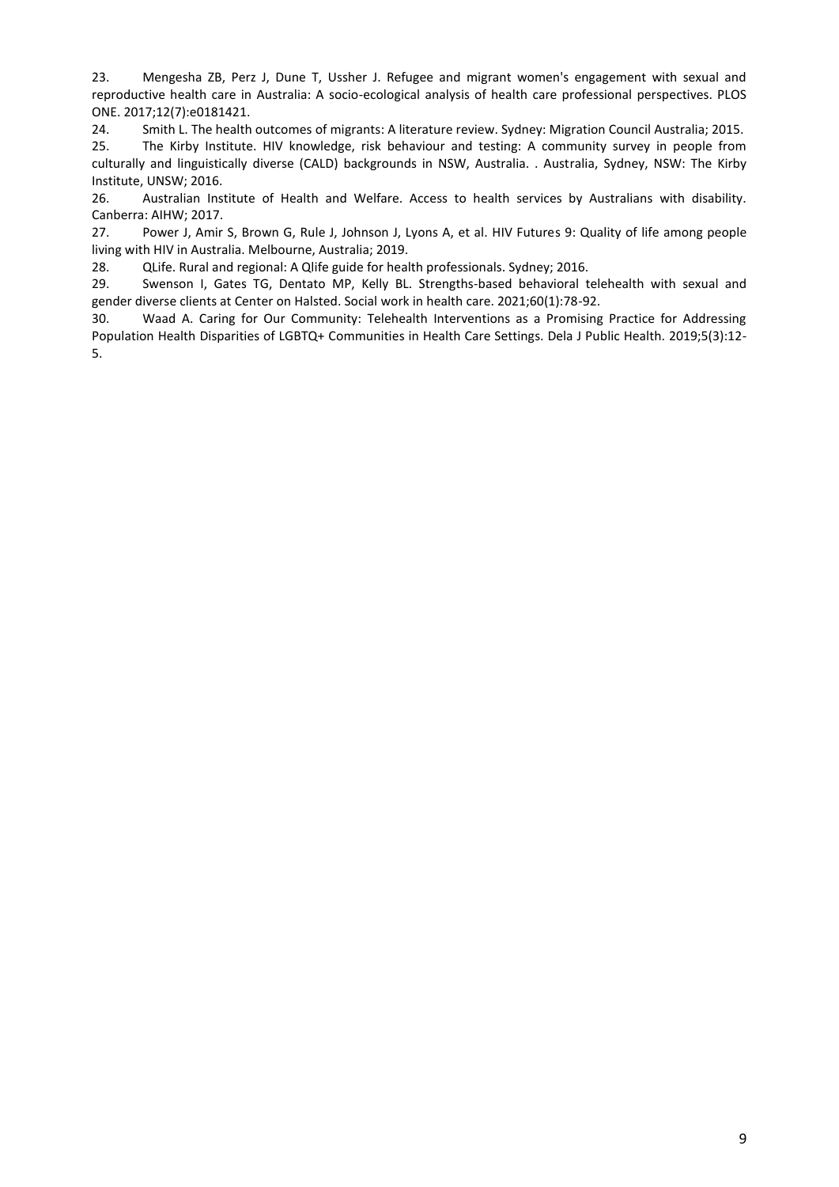23. Mengesha ZB, Perz J, Dune T, Ussher J. Refugee and migrant women's engagement with sexual and reproductive health care in Australia: A socio-ecological analysis of health care professional perspectives. PLOS ONE. 2017;12(7):e0181421.

24. Smith L. The health outcomes of migrants: A literature review. Sydney: Migration Council Australia; 2015.

25. The Kirby Institute. HIV knowledge, risk behaviour and testing: A community survey in people from culturally and linguistically diverse (CALD) backgrounds in NSW, Australia. . Australia, Sydney, NSW: The Kirby Institute, UNSW; 2016.

26. Australian Institute of Health and Welfare. Access to health services by Australians with disability. Canberra: AIHW; 2017.

27. Power J, Amir S, Brown G, Rule J, Johnson J, Lyons A, et al. HIV Futures 9: Quality of life among people living with HIV in Australia. Melbourne, Australia; 2019.

28. QLife. Rural and regional: A Qlife guide for health professionals. Sydney; 2016.

29. Swenson I, Gates TG, Dentato MP, Kelly BL. Strengths-based behavioral telehealth with sexual and gender diverse clients at Center on Halsted. Social work in health care. 2021;60(1):78-92.

30. Waad A. Caring for Our Community: Telehealth Interventions as a Promising Practice for Addressing Population Health Disparities of LGBTQ+ Communities in Health Care Settings. Dela J Public Health. 2019;5(3):12-5.